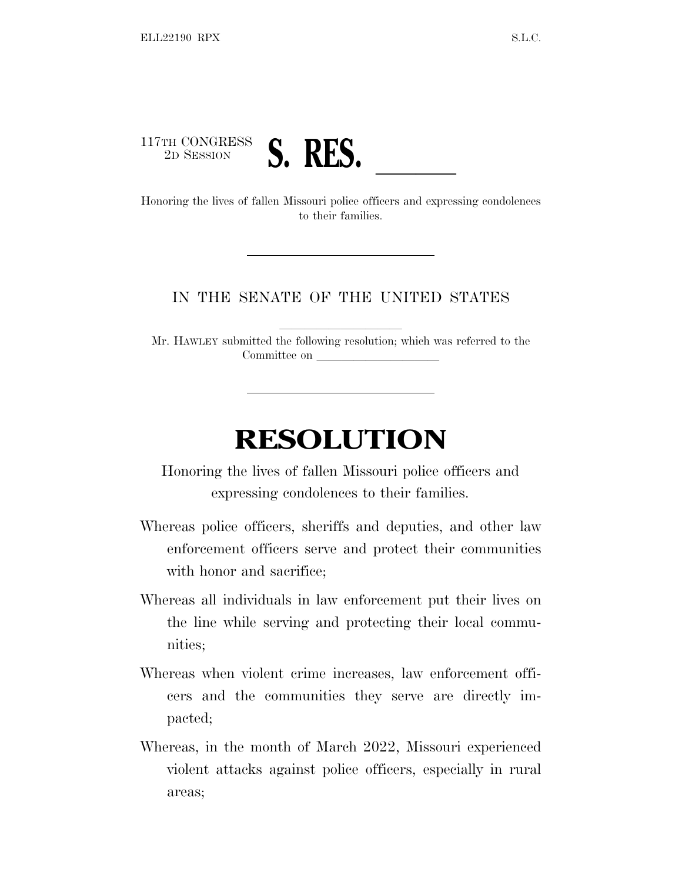117TH CONGRESS
2D SESSION

# S. RES. \_\_\_\_\_\_

Honoring the lives of fallen Missouri police officers and expressing condolences to their families.

---

IN THE SENATE OF THE UNITED STATES

Mr. HAWLEY submitted the following resolution; which was referred to the Committee on \_\_\_\_\_\_\_\_\_\_\_\_\_\_\_\_\_\_\_\_

---

# RESOLUTION

Honoring the lives of fallen Missouri police officers and expressing condolences to their families.

Whereas police officers, sheriffs and deputies, and other law enforcement officers serve and protect their communities with honor and sacrifice;

Whereas all individuals in law enforcement put their lives on the line while serving and protecting their local communities;

Whereas when violent crime increases, law enforcement officers and the communities they serve are directly impacted;

Whereas, in the month of March 2022, Missouri experienced violent attacks against police officers, especially in rural areas;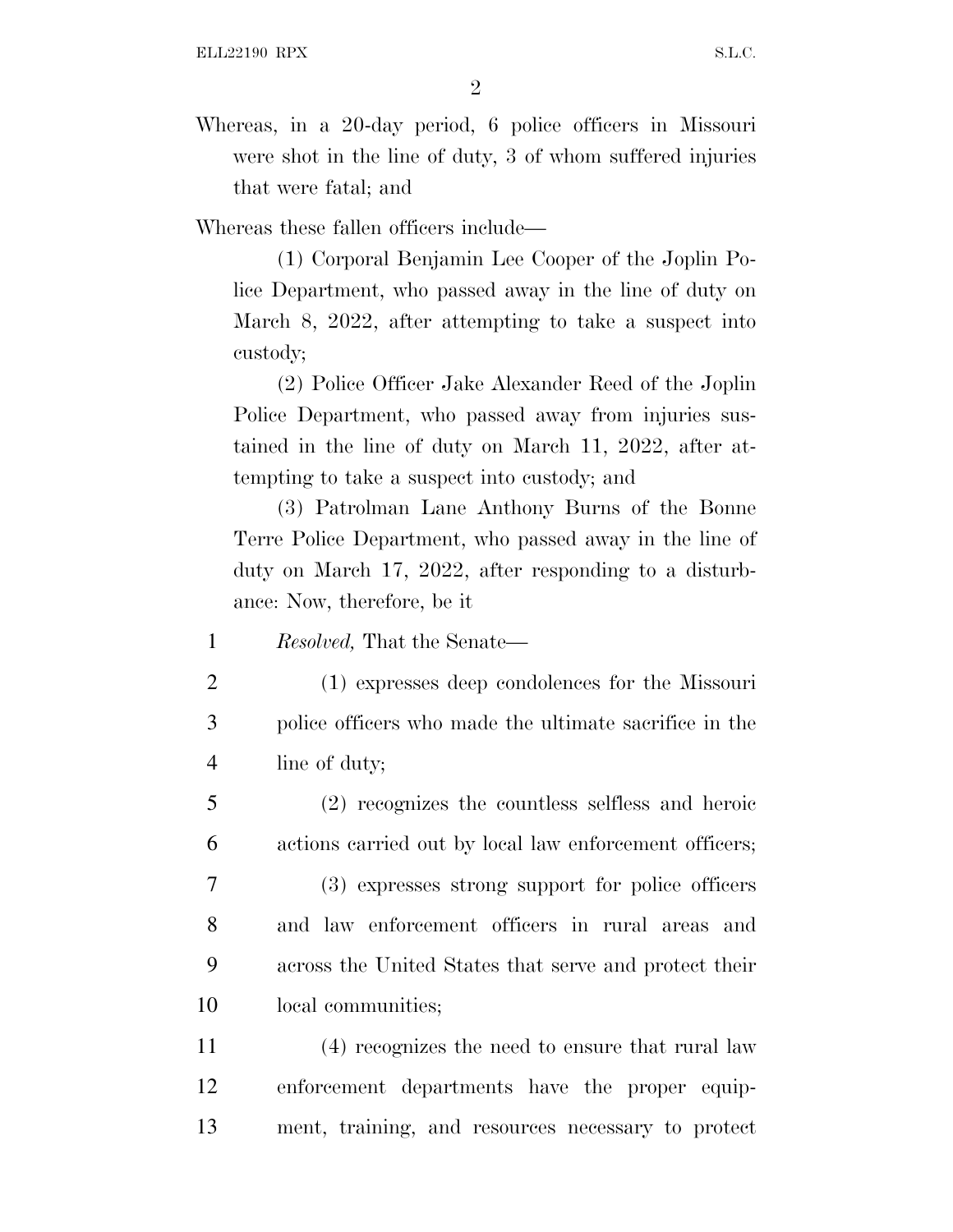Whereas, in a 20-day period, 6 police officers in Missouri were shot in the line of duty, 3 of whom suffered injuries that were fatal; and

Whereas these fallen officers include—

(1) Corporal Benjamin Lee Cooper of the Joplin Police Department, who passed away in the line of duty on March 8, 2022, after attempting to take a suspect into custody;

(2) Police Officer Jake Alexander Reed of the Joplin Police Department, who passed away from injuries sustained in the line of duty on March 11, 2022, after attempting to take a suspect into custody; and

(3) Patrolman Lane Anthony Burns of the Bonne Terre Police Department, who passed away in the line of duty on March 17, 2022, after responding to a disturbance: Now, therefore, be it

*Resolved,* That the Senate—

(1) expresses deep condolences for the Missouri police officers who made the ultimate sacrifice in the line of duty;

(2) recognizes the countless selfless and heroic actions carried out by local law enforcement officers;

(3) expresses strong support for police officers and law enforcement officers in rural areas and across the United States that serve and protect their local communities;

(4) recognizes the need to ensure that rural law enforcement departments have the proper equipment, training, and resources necessary to protect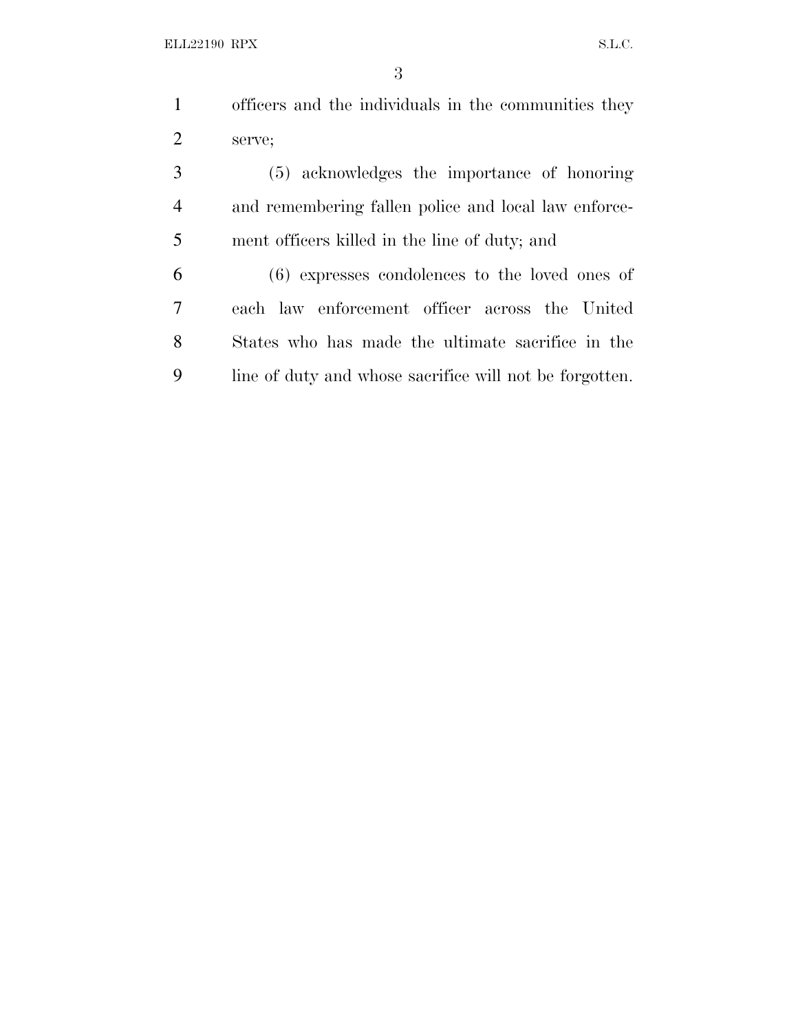officers and the individuals in the communities they serve;

(5) acknowledges the importance of honoring and remembering fallen police and local law enforcement officers killed in the line of duty; and

(6) expresses condolences to the loved ones of each law enforcement officer across the United States who has made the ultimate sacrifice in the line of duty and whose sacrifice will not be forgotten.